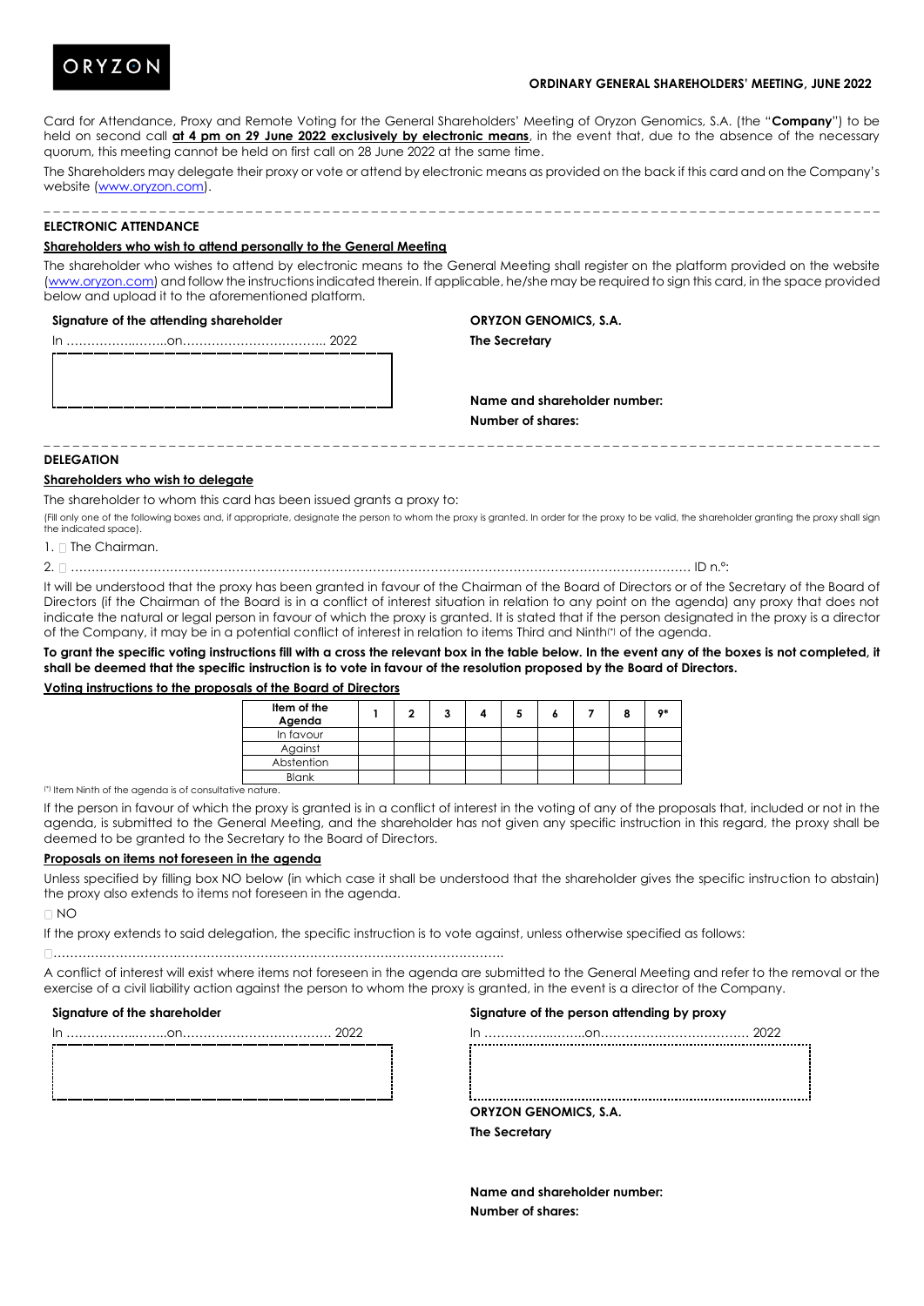ORYZON

**ORDINARY GENERAL SHAREHOLDERS' MEETING, JUNE 2022**

Card for Attendance, Proxy and Remote Voting for the General Shareholders' Meeting of Oryzon Genomics, S.A. (the "**Company**") to be held on second call **at 4 pm on 29 June 2022 exclusively by electronic means**, in the event that, due to the absence of the necessary quorum, this meeting cannot be held on first call on 28 June 2022 at the same time.

The Shareholders may delegate their proxy or vote or attend by electronic means as provided on the back if this card and on the Company's website (www.oryzon.com).

---

**ELECTRONIC ATTENDANCE**

**Shareholders who wish to attend personally to the General Meeting**

The shareholder who wishes to attend by electronic means to the General Meeting shall register on the platform provided on the website (www.oryzon.com) and follow the instructions indicated therein. If applicable, he/she may be required to sign this card, in the space provided below and upload it to the aforementioned platform.

**Signature of the attending shareholder**

In ……………..……..on…………………………….. 2022

**ORYZON GENOMICS, S.A.**

**The Secretary**

**Name and shareholder number:**

**Number of shares:**

---

**DELEGATION**

**Shareholders who wish to delegate**

The shareholder to whom this card has been issued grants a proxy to:

(Fill only one of the following boxes and, if appropriate, designate the person to whom the proxy is granted. In order for the proxy to be valid, the shareholder granting the proxy shall sign the indicated space).

1. ☐ The Chairman.

2. ☐ …………………………………………………………………………………………………………………………… ID n.º:

It will be understood that the proxy has been granted in favour of the Chairman of the Board of Directors or of the Secretary of the Board of Directors (if the Chairman of the Board is in a conflict of interest situation in relation to any point on the agenda) any proxy that does not indicate the natural or legal person in favour of which the proxy is granted. It is stated that if the person designated in the proxy is a director of the Company, it may be in a potential conflict of interest in relation to items Third and Ninth(*) of the agenda.

**To grant the specific voting instructions fill with a cross the relevant box in the table below. In the event any of the boxes is not completed, it shall be deemed that the specific instruction is to vote in favour of the resolution proposed by the Board of Directors.**

**Voting instructions to the proposals of the Board of Directors**

| Item of the Agenda | 1 | 2 | 3 | 4 | 5 | 6 | 7 | 8 | 9* |
|---|---|---|---|---|---|---|---|---|---|
| In favour | | | | | | | | | |
| Against | | | | | | | | | |
| Abstention | | | | | | | | | |
| Blank | | | | | | | | | |

(*) Item Ninth of the agenda is of consultative nature.

If the person in favour of which the proxy is granted is in a conflict of interest in the voting of any of the proposals that, included or not in the agenda, is submitted to the General Meeting, and the shareholder has not given any specific instruction in this regard, the proxy shall be deemed to be granted to the Secretary to the Board of Directors.

**Proposals on items not foreseen in the agenda**

Unless specified by filling box NO below (in which case it shall be understood that the shareholder gives the specific instruction to abstain) the proxy also extends to items not foreseen in the agenda.

☐ NO

If the proxy extends to said delegation, the specific instruction is to vote against, unless otherwise specified as follows:

☐…………………………………………………………………………………………………….

A conflict of interest will exist where items not foreseen in the agenda are submitted to the General Meeting and refer to the removal or the exercise of a civil liability action against the person to whom the proxy is granted, in the event is a director of the Company.

**Signature of the shareholder**

In ……………..……..on…………………………….. 2022

**Signature of the person attending by proxy**

In ……………..……..on…………………………….. 2022

**ORYZON GENOMICS, S.A.**

**The Secretary**

**Name and shareholder number:**

**Number of shares:**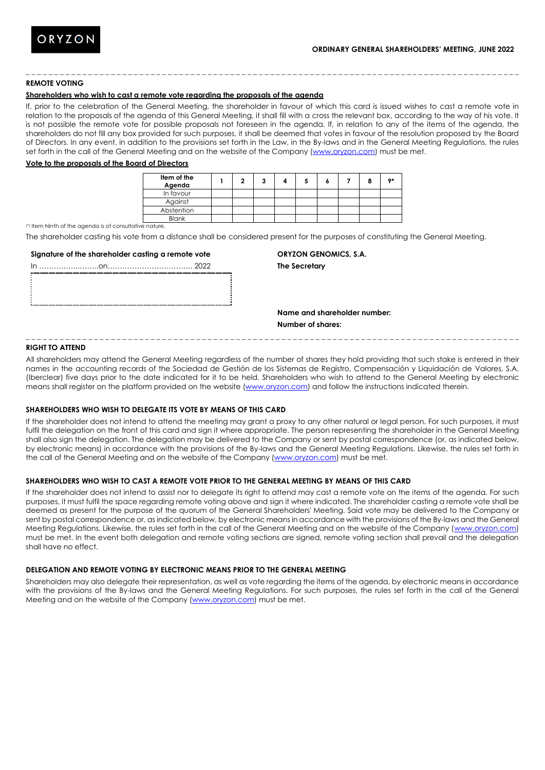## REMOTE VOTING

**Shareholders who wish to cast a remote vote regarding the proposals of the agenda**

If, prior to the celebration of the General Meeting, the shareholder in favour of which this card is issued wishes to cast a remote vote in relation to the proposals of the agenda of this General Meeting, it shall fill with a cross the relevant box, according to the way of his vote. It is not possible the remote vote for possible proposals not foreseen in the agenda. If, in relation to any of the items of the agenda, the shareholders do not fill any box provided for such purposes, it shall be deemed that votes in favour of the resolution proposed by the Board of Directors. In any event, in addition to the provisions set forth in the Law, in the By-laws and in the General Meeting Regulations, the rules set forth in the call of the General Meeting and on the website of the Company (www.oryzon.com) must be met.

**Vote to the proposals of the Board of Directors**

| Item of the Agenda | 1 | 2 | 3 | 4 | 5 | 6 | 7 | 8 | 9* |
|---|---|---|---|---|---|---|---|---|---|
| In favour | | | | | | | | | |
| Against | | | | | | | | | |
| Abstention | | | | | | | | | |
| Blank | | | | | | | | | |

(*) Item Ninth of the agenda is of consultative nature.

The shareholder casting his vote from a distance shall be considered present for the purposes of constituting the General Meeting.

**Signature of the shareholder casting a remote vote**

In ………………..……on…………………………….. 2022

**ORYZON GENOMICS, S.A.**

**The Secretary**

**Name and shareholder number:**

**Number of shares:**

## RIGHT TO ATTEND

All shareholders may attend the General Meeting regardless of the number of shares they hold providing that such stake is entered in their names in the accounting records of the Sociedad de Gestión de los Sistemas de Registro, Compensación y Liquidación de Valores, S.A. (Iberclear) five days prior to the date indicated for it to be held. Shareholders who wish to attend to the General Meeting by electronic means shall register on the platform provided on the website (www.oryzon.com) and follow the instructions indicated therein.

## SHAREHOLDERS WHO WISH TO DELEGATE ITS VOTE BY MEANS OF THIS CARD

If the shareholder does not intend to attend the meeting may grant a proxy to any other natural or legal person. For such purposes, it must fulfil the delegation on the front of this card and sign it where appropriate. The person representing the shareholder in the General Meeting shall also sign the delegation. The delegation may be delivered to the Company or sent by postal correspondence (or, as indicated below, by electronic means) in accordance with the provisions of the By-laws and the General Meeting Regulations. Likewise, the rules set forth in the call of the General Meeting and on the website of the Company (www.oryzon.com) must be met.

## SHAREHOLDERS WHO WISH TO CAST A REMOTE VOTE PRIOR TO THE GENERAL MEETING BY MEANS OF THIS CARD

If the shareholder does not intend to assist nor to delegate its right to attend may cast a remote vote on the items of the agenda. For such purposes, it must fulfil the space regarding remote voting above and sign it where indicated. The shareholder casting a remote vote shall be deemed as present for the purpose of the quorum of the General Shareholders' Meeting. Said vote may be delivered to the Company or sent by postal correspondence or, as indicated below, by electronic means in accordance with the provisions of the By-laws and the General Meeting Regulations. Likewise, the rules set forth in the call of the General Meeting and on the website of the Company (www.oryzon.com) must be met. In the event both delegation and remote voting sections are signed, remote voting section shall prevail and the delegation shall have no effect.

## DELEGATION AND REMOTE VOTING BY ELECTRONIC MEANS PRIOR TO THE GENERAL MEETING

Shareholders may also delegate their representation, as well as vote regarding the items of the agenda, by electronic means in accordance with the provisions of the By-laws and the General Meeting Regulations. For such purposes, the rules set forth in the call of the General Meeting and on the website of the Company (www.oryzon.com) must be met.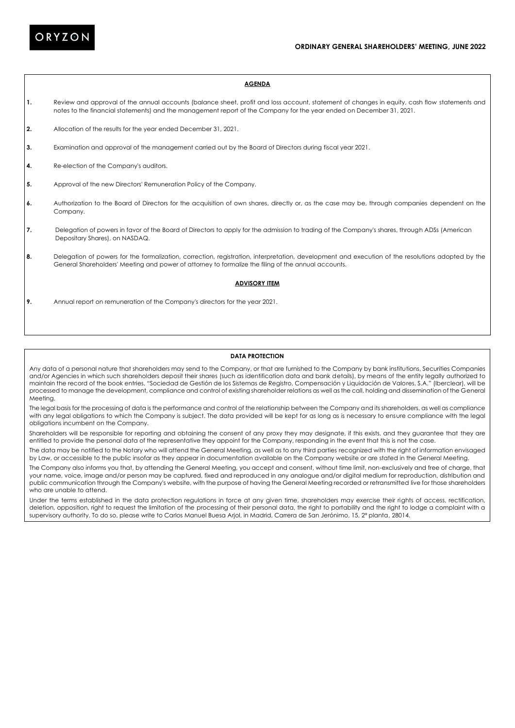## AGENDA

1. Review and approval of the annual accounts (balance sheet, profit and loss account, statement of changes in equity, cash flow statements and notes to the financial statements) and the management report of the Company for the year ended on December 31, 2021.

2. Allocation of the results for the year ended December 31, 2021.

3. Examination and approval of the management carried out by the Board of Directors during fiscal year 2021.

4. Re-election of the Company's auditors.

5. Approval of the new Directors' Remuneration Policy of the Company.

6. Authorization to the Board of Directors for the acquisition of own shares, directly or, as the case may be, through companies dependent on the Company.

7. Delegation of powers in favor of the Board of Directors to apply for the admission to trading of the Company's shares, through ADSs (American Depositary Shares), on NASDAQ.

8. Delegation of powers for the formalization, correction, registration, interpretation, development and execution of the resolutions adopted by the General Shareholders' Meeting and power of attorney to formalize the filing of the annual accounts.

## ADVISORY ITEM

9. Annual report on remuneration of the Company's directors for the year 2021.

## DATA PROTECTION

Any data of a personal nature that shareholders may send to the Company, or that are furnished to the Company by bank institutions, Securities Companies and/or Agencies in which such shareholders deposit their shares (such as identification data and bank details), by means of the entity legally authorized to maintain the record of the book entries, "Sociedad de Gestión de los Sistemas de Registro, Compensación y Liquidación de Valores, S.A." (Iberclear), will be processed to manage the development, compliance and control of existing shareholder relations as well as the call, holding and dissemination of the General Meeting.

The legal basis for the processing of data is the performance and control of the relationship between the Company and its shareholders, as well as compliance with any legal obligations to which the Company is subject. The data provided will be kept for as long as is necessary to ensure compliance with the legal obligations incumbent on the Company.

Shareholders will be responsible for reporting and obtaining the consent of any proxy they may designate, if this exists, and they guarantee that they are entitled to provide the personal data of the representative they appoint for the Company, responding in the event that this is not the case.

The data may be notified to the Notary who will attend the General Meeting, as well as to any third parties recognized with the right of information envisaged by Law, or accessible to the public insofar as they appear in documentation available on the Company website or are stated in the General Meeting.

The Company also informs you that, by attending the General Meeting, you accept and consent, without time limit, non-exclusively and free of charge, that your name, voice, image and/or person may be captured, fixed and reproduced in any analogue and/or digital medium for reproduction, distribution and public communication through the Company's website, with the purpose of having the General Meeting recorded or retransmitted live for those shareholders who are unable to attend.

Under the terms established in the data protection regulations in force at any given time, shareholders may exercise their rights of access, rectification, deletion, opposition, right to request the limitation of the processing of their personal data, the right to portability and the right to lodge a complaint with a supervisory authority. To do so, please write to Carlos Manuel Buesa Arjol, in Madrid, Carrera de San Jerónimo, 15, 2ª planta, 28014.